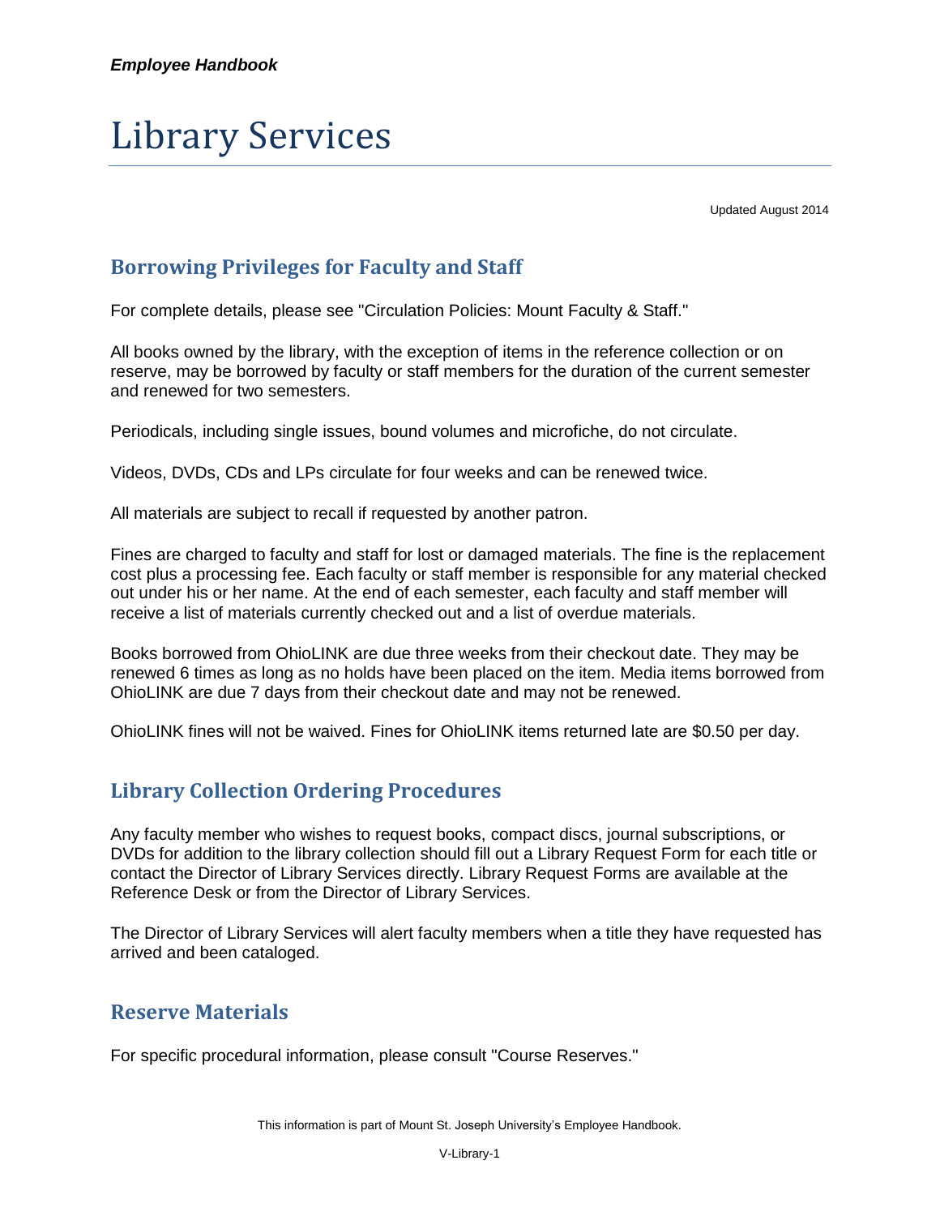# Library Services

Updated August 2014

## Borrowing Privileges for Faculty and Staff

For complete details, please see "Circulation Policies: Mount Faculty & Staff."

All books owned by the library, with the exception of items in the reference collection or on reserve, may be borrowed by faculty or staff members for the duration of the current semester and renewed for two semesters.

Periodicals, including single issues, bound volumes and microfiche, do not circulate.

Videos, DVDs, CDs and LPs circulate for four weeks and can be renewed twice.

All materials are subject to recall if requested by another patron.

Fines are charged to faculty and staff for lost or damaged materials. The fine is the replacement cost plus a processing fee. Each faculty or staff member is responsible for any material checked out under his or her name. At the end of each semester, each faculty and staff member will receive a list of materials currently checked out and a list of overdue materials.

Books borrowed from OhioLINK are due three weeks from their checkout date. They may be renewed 6 times as long as no holds have been placed on the item. Media items borrowed from OhioLINK are due 7 days from their checkout date and may not be renewed.

OhioLINK fines will not be waived. Fines for OhioLINK items returned late are $0.50 per day.

## Library Collection Ordering Procedures

Any faculty member who wishes to request books, compact discs, journal subscriptions, or DVDs for addition to the library collection should fill out a Library Request Form for each title or contact the Director of Library Services directly. Library Request Forms are available at the Reference Desk or from the Director of Library Services.

The Director of Library Services will alert faculty members when a title they have requested has arrived and been cataloged.

## Reserve Materials

For specific procedural information, please consult "Course Reserves."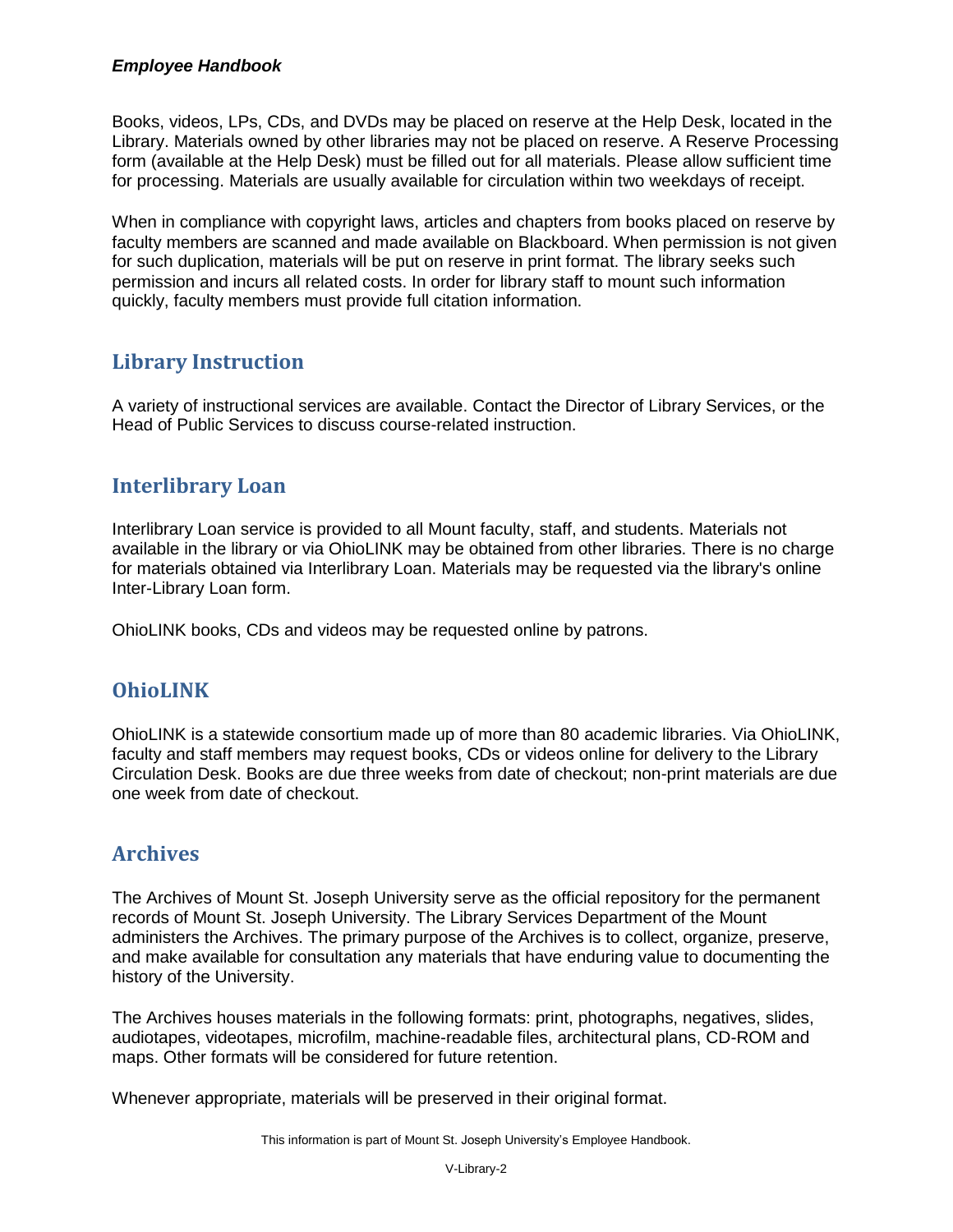Books, videos, LPs, CDs, and DVDs may be placed on reserve at the Help Desk, located in the Library. Materials owned by other libraries may not be placed on reserve. A Reserve Processing form (available at the Help Desk) must be filled out for all materials. Please allow sufficient time for processing. Materials are usually available for circulation within two weekdays of receipt.

When in compliance with copyright laws, articles and chapters from books placed on reserve by faculty members are scanned and made available on Blackboard. When permission is not given for such duplication, materials will be put on reserve in print format. The library seeks such permission and incurs all related costs. In order for library staff to mount such information quickly, faculty members must provide full citation information.

## Library Instruction

A variety of instructional services are available. Contact the Director of Library Services, or the Head of Public Services to discuss course-related instruction.

## Interlibrary Loan

Interlibrary Loan service is provided to all Mount faculty, staff, and students. Materials not available in the library or via OhioLINK may be obtained from other libraries. There is no charge for materials obtained via Interlibrary Loan. Materials may be requested via the library's online Inter-Library Loan form.

OhioLINK books, CDs and videos may be requested online by patrons.

## OhioLINK

OhioLINK is a statewide consortium made up of more than 80 academic libraries. Via OhioLINK, faculty and staff members may request books, CDs or videos online for delivery to the Library Circulation Desk. Books are due three weeks from date of checkout; non-print materials are due one week from date of checkout.

## Archives

The Archives of Mount St. Joseph University serve as the official repository for the permanent records of Mount St. Joseph University. The Library Services Department of the Mount administers the Archives. The primary purpose of the Archives is to collect, organize, preserve, and make available for consultation any materials that have enduring value to documenting the history of the University.

The Archives houses materials in the following formats: print, photographs, negatives, slides, audiotapes, videotapes, microfilm, machine-readable files, architectural plans, CD-ROM and maps. Other formats will be considered for future retention.

Whenever appropriate, materials will be preserved in their original format.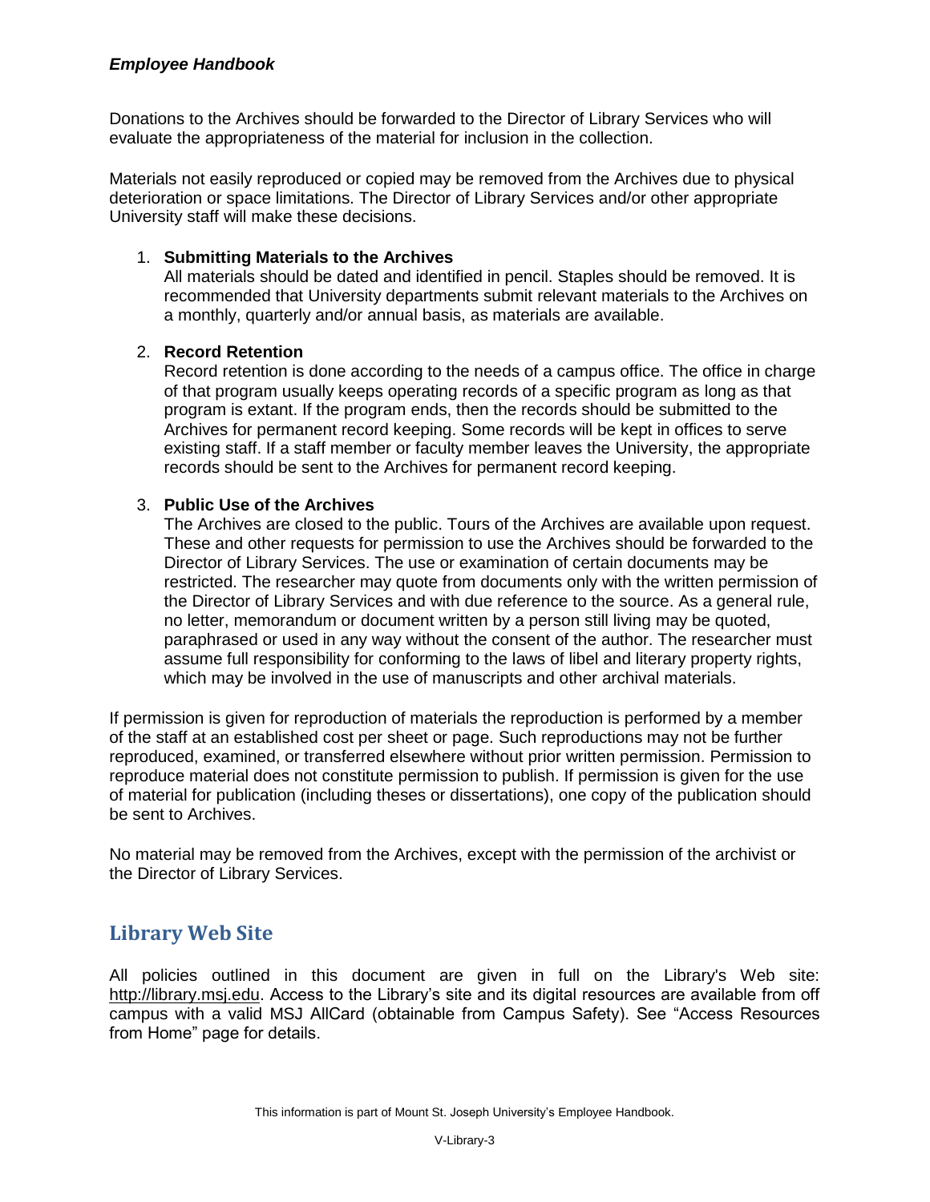Donations to the Archives should be forwarded to the Director of Library Services who will evaluate the appropriateness of the material for inclusion in the collection.

Materials not easily reproduced or copied may be removed from the Archives due to physical deterioration or space limitations. The Director of Library Services and/or other appropriate University staff will make these decisions.

1. **Submitting Materials to the Archives**
   All materials should be dated and identified in pencil. Staples should be removed. It is recommended that University departments submit relevant materials to the Archives on a monthly, quarterly and/or annual basis, as materials are available.

2. **Record Retention**
   Record retention is done according to the needs of a campus office. The office in charge of that program usually keeps operating records of a specific program as long as that program is extant. If the program ends, then the records should be submitted to the Archives for permanent record keeping. Some records will be kept in offices to serve existing staff. If a staff member or faculty member leaves the University, the appropriate records should be sent to the Archives for permanent record keeping.

3. **Public Use of the Archives**
   The Archives are closed to the public. Tours of the Archives are available upon request. These and other requests for permission to use the Archives should be forwarded to the Director of Library Services. The use or examination of certain documents may be restricted. The researcher may quote from documents only with the written permission of the Director of Library Services and with due reference to the source. As a general rule, no letter, memorandum or document written by a person still living may be quoted, paraphrased or used in any way without the consent of the author. The researcher must assume full responsibility for conforming to the laws of libel and literary property rights, which may be involved in the use of manuscripts and other archival materials.

If permission is given for reproduction of materials the reproduction is performed by a member of the staff at an established cost per sheet or page. Such reproductions may not be further reproduced, examined, or transferred elsewhere without prior written permission. Permission to reproduce material does not constitute permission to publish. If permission is given for the use of material for publication (including theses or dissertations), one copy of the publication should be sent to Archives.

No material may be removed from the Archives, except with the permission of the archivist or the Director of Library Services.

## Library Web Site

All policies outlined in this document are given in full on the Library's Web site: http://library.msj.edu. Access to the Library's site and its digital resources are available from off campus with a valid MSJ AllCard (obtainable from Campus Safety). See "Access Resources from Home" page for details.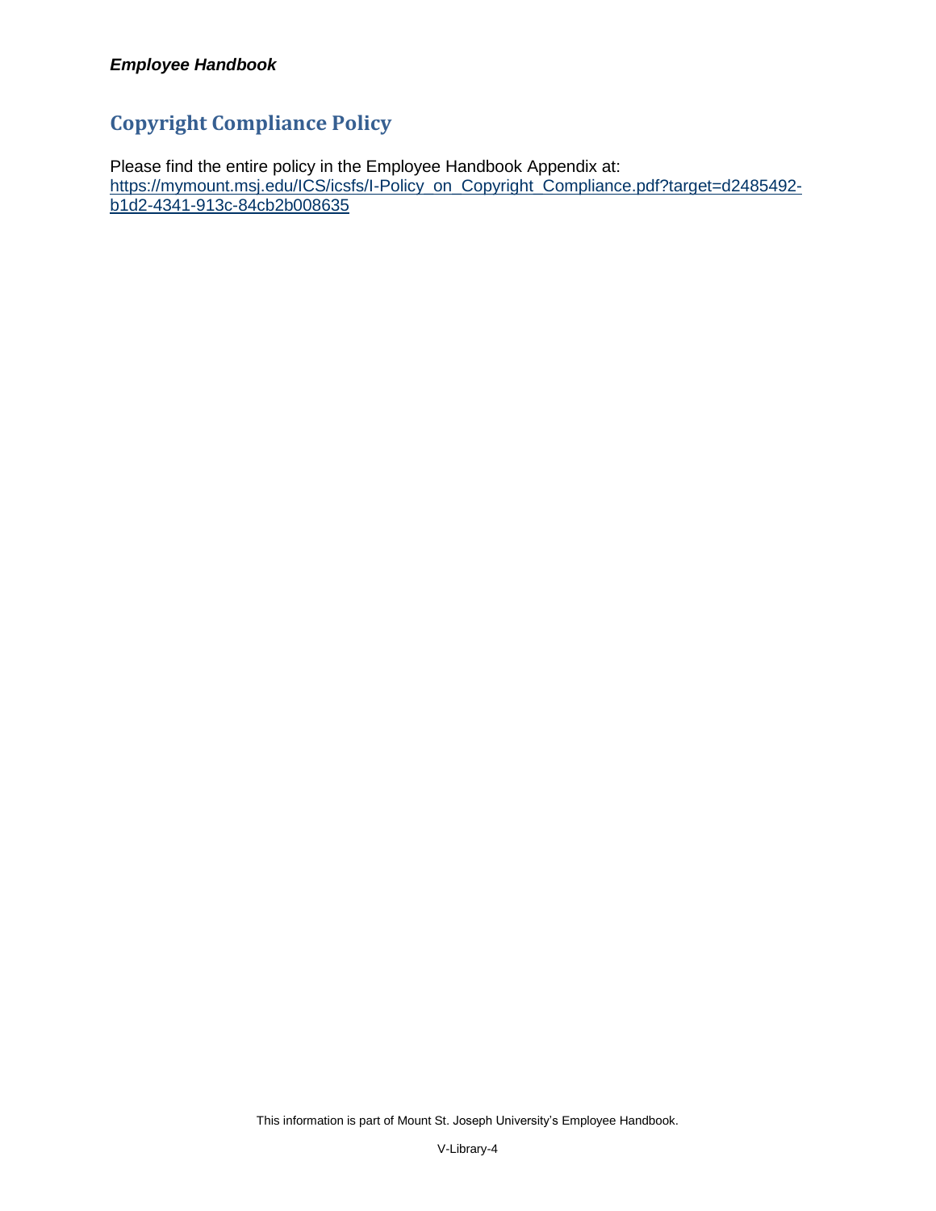## Copyright Compliance Policy

Please find the entire policy in the Employee Handbook Appendix at: https://mymount.msj.edu/ICS/icsfs/I-Policy_on_Copyright_Compliance.pdf?target=d2485492-b1d2-4341-913c-84cb2b008635